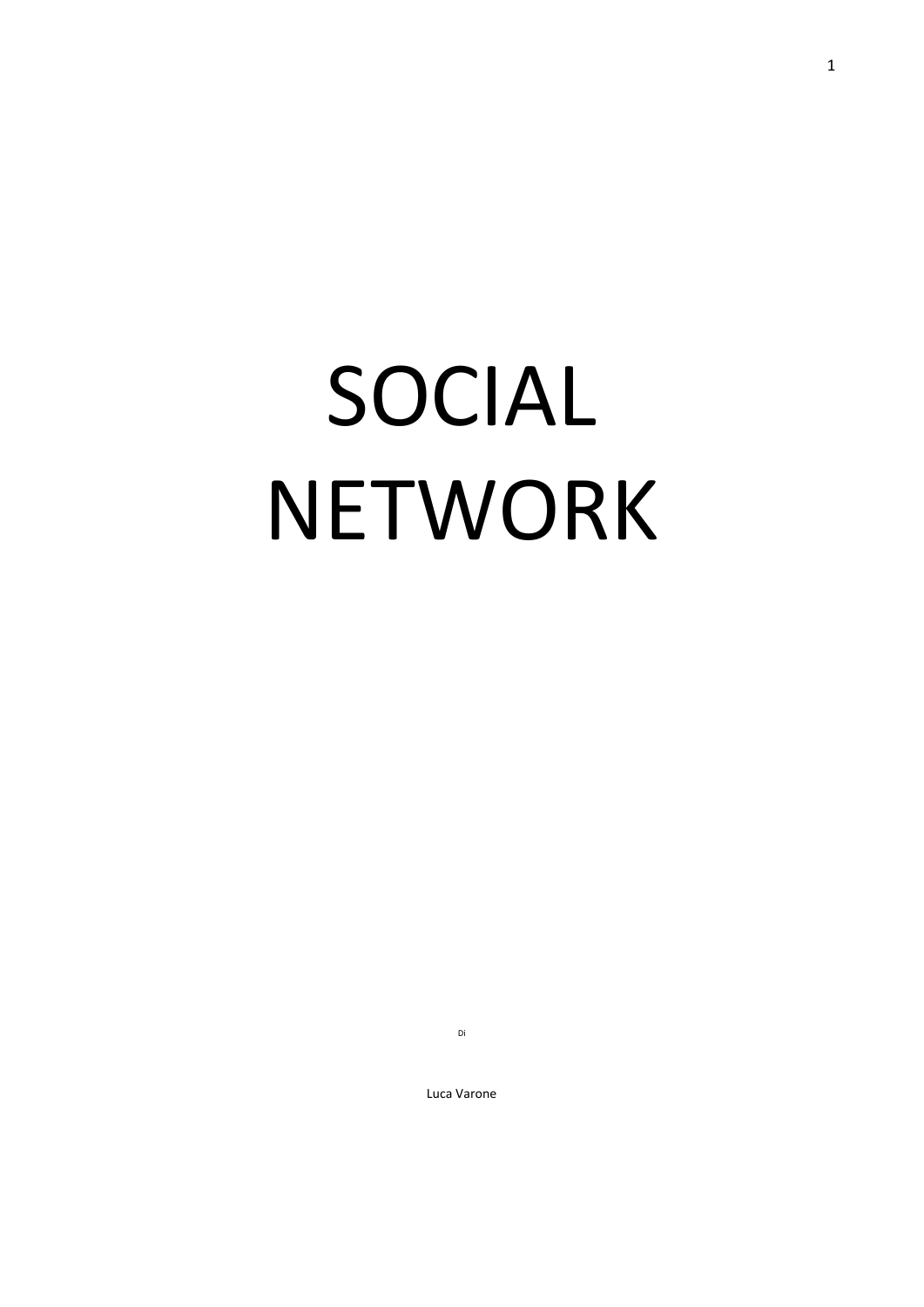# SOCIAL NETWORK

Di

Luca Varone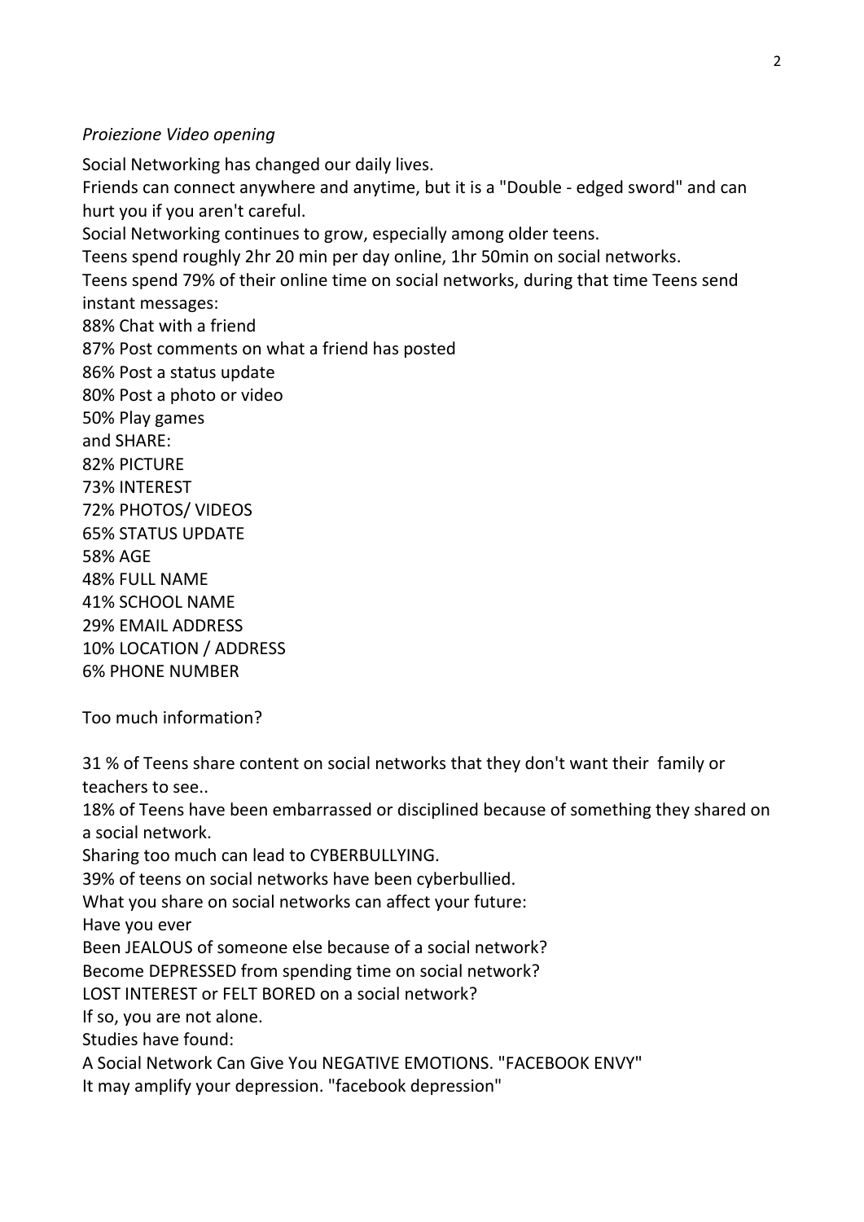*Proiezione Video opening*

Social Networking has changed our daily lives.

Friends can connect anywhere and anytime, but it is a "Double - edged sword" and can hurt you if you aren't careful.

Social Networking continues to grow, especially among older teens.

Teens spend roughly 2hr 20 min per day online, 1hr 50min on social networks.

Teens spend 79% of their online time on social networks, during that time Teens send instant messages:

88% Chat with a friend
87% Post comments on what a friend has posted
86% Post a status update
80% Post a photo or video
50% Play games
and SHARE:
82% PICTURE
73% INTEREST
72% PHOTOS/ VIDEOS
65% STATUS UPDATE
58% AGE
48% FULL NAME
41% SCHOOL NAME
29% EMAIL ADDRESS
10% LOCATION / ADDRESS
6% PHONE NUMBER

Too much information?

31 % of Teens share content on social networks that they don't want their family or teachers to see..

18% of Teens have been embarrassed or disciplined because of something they shared on a social network.

Sharing too much can lead to CYBERBULLYING.

39% of teens on social networks have been cyberbullied.

What you share on social networks can affect your future:

Have you ever

Been JEALOUS of someone else because of a social network?

Become DEPRESSED from spending time on social network?

LOST INTEREST or FELT BORED on a social network?

If so, you are not alone.

Studies have found:

A Social Network Can Give You NEGATIVE EMOTIONS. "FACEBOOK ENVY"

It may amplify your depression. "facebook depression"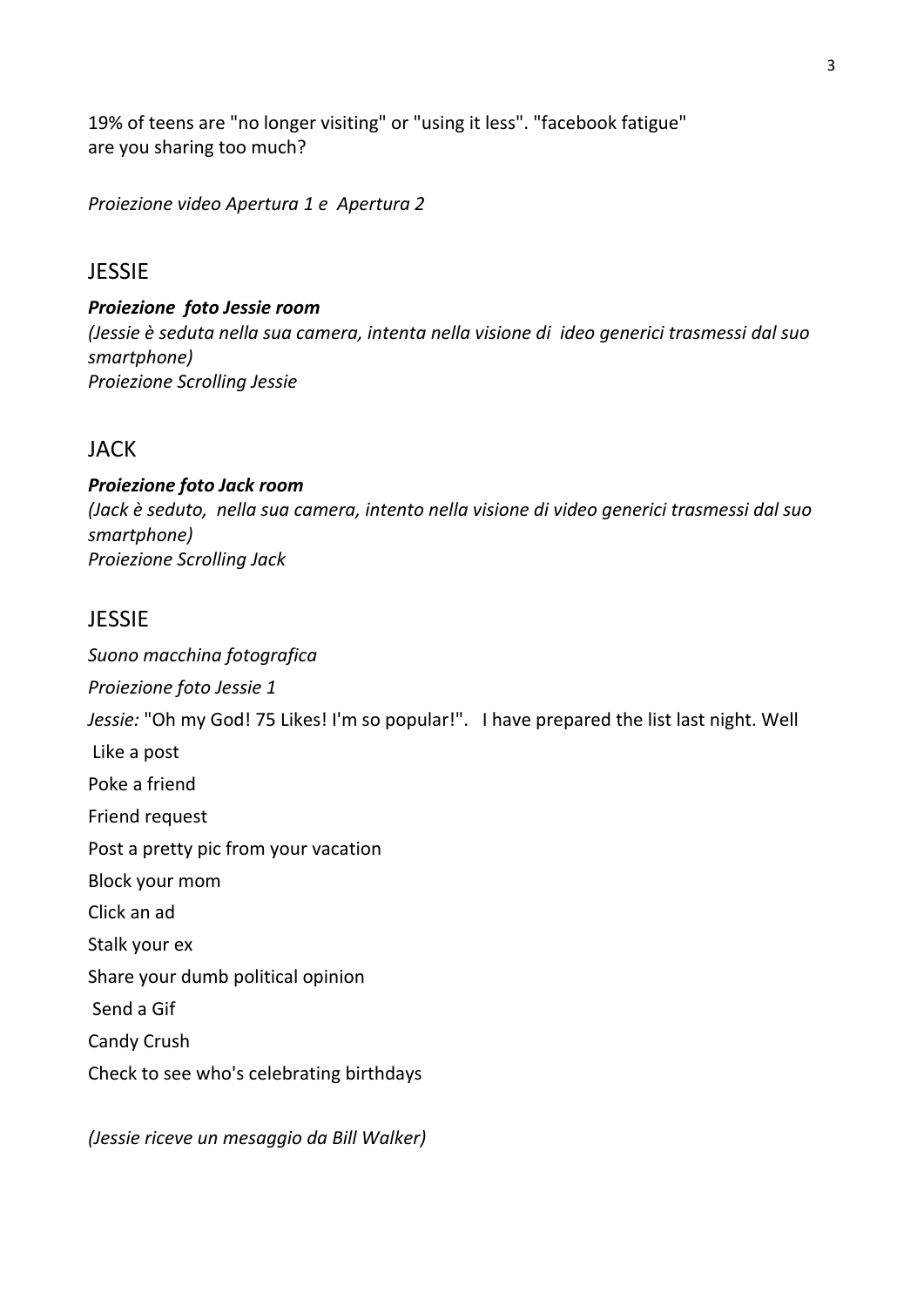19% of teens are "no longer visiting" or "using it less". "facebook fatigue"
are you sharing too much?

*Proiezione video Apertura 1 e Apertura 2*

## JESSIE

***Proiezione foto Jessie room***
*(Jessie è seduta nella sua camera, intenta nella visione di ideo generici trasmessi dal suo smartphone)*
*Proiezione Scrolling Jessie*

## JACK

***Proiezione foto Jack room***
*(Jack è seduto, nella sua camera, intento nella visione di video generici trasmessi dal suo smartphone)*
*Proiezione Scrolling Jack*

## JESSIE

*Suono macchina fotografica*

*Proiezione foto Jessie 1*

*Jessie:* "Oh my God! 75 Likes! I'm so popular!". I have prepared the list last night. Well

Like a post

Poke a friend

Friend request

Post a pretty pic from your vacation

Block your mom

Click an ad

Stalk your ex

Share your dumb political opinion

Send a Gif

Candy Crush

Check to see who's celebrating birthdays

*(Jessie riceve un mesaggio da Bill Walker)*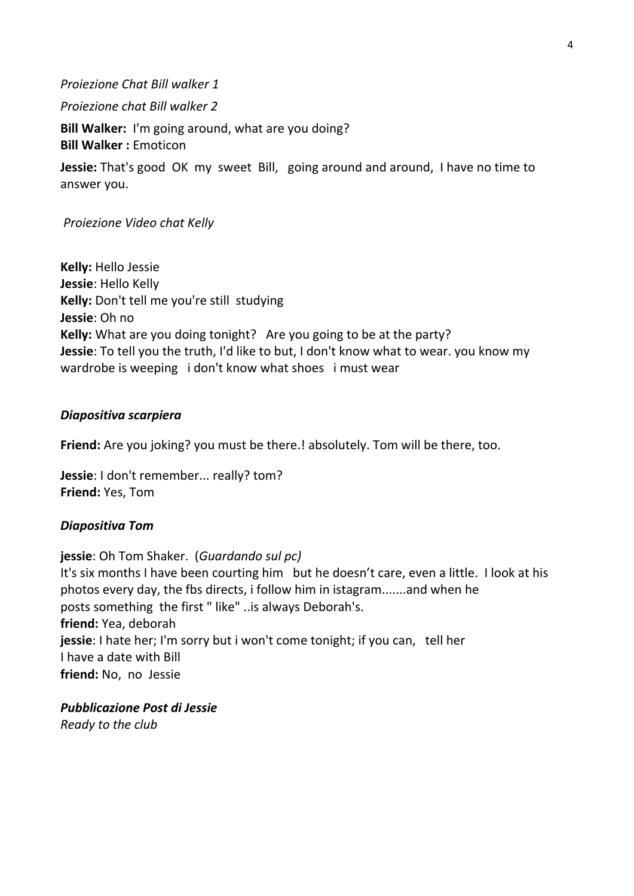*Proiezione Chat Bill walker 1*

*Proiezione chat Bill walker 2*

**Bill Walker:** I'm going around, what are you doing?
**Bill Walker :** Emoticon

**Jessie:** That's good OK my sweet Bill, going around and around, I have no time to answer you.

*Proiezione Video chat Kelly*

**Kelly:** Hello Jessie
**Jessie**: Hello Kelly
**Kelly:** Don't tell me you're still studying
**Jessie**: Oh no
**Kelly:** What are you doing tonight? Are you going to be at the party?
**Jessie**: To tell you the truth, I'd like to but, I don't know what to wear. you know my wardrobe is weeping i don't know what shoes i must wear

***Diapositiva scarpiera***

**Friend:** Are you joking? you must be there.! absolutely. Tom will be there, too.

**Jessie**: I don't remember... really? tom?
**Friend:** Yes, Tom

***Diapositiva Tom***

**jessie**: Oh Tom Shaker. (*Guardando sul pc)*
It's six months I have been courting him but he doesn't care, even a little. I look at his photos every day, the fbs directs, i follow him in istagram.......and when he posts something the first " like" ..is always Deborah's.
**friend:** Yea, deborah
**jessie**: I hate her; I'm sorry but i won't come tonight; if you can, tell her I have a date with Bill
**friend:** No, no Jessie

***Pubblicazione Post di Jessie***
*Ready to the club*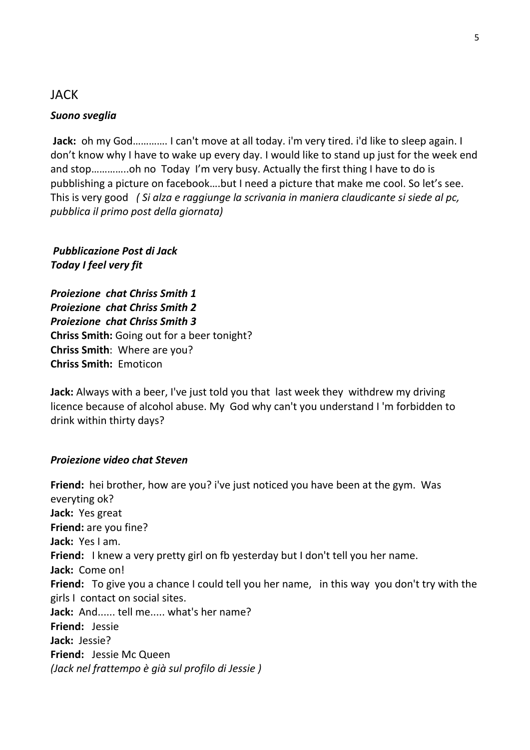## JACK

***Suono sveglia***

**Jack:** oh my God………… I can't move at all today. i'm very tired. i'd like to sleep again. I don't know why I have to wake up every day. I would like to stand up just for the week end and stop…………..oh no Today I'm very busy. Actually the first thing I have to do is pubblishing a picture on facebook….but I need a picture that make me cool. So let's see. This is very good *( Si alza e raggiunge la scrivania in maniera claudicante si siede al pc, pubblica il primo post della giornata)*

***Pubblicazione Post di Jack***
***Today I feel very fit***

***Proiezione chat Chriss Smith 1***
***Proiezione chat Chriss Smith 2***
***Proiezione chat Chriss Smith 3***
**Chriss Smith:** Going out for a beer tonight?
**Chriss Smith**: Where are you?
**Chriss Smith:** Emoticon

**Jack:** Always with a beer, I've just told you that last week they withdrew my driving licence because of alcohol abuse. My God why can't you understand I 'm forbidden to drink within thirty days?

***Proiezione video chat Steven***

**Friend:** hei brother, how are you? i've just noticed you have been at the gym. Was everyting ok?
**Jack:** Yes great
**Friend:** are you fine?
**Jack:** Yes I am.
**Friend:** I knew a very pretty girl on fb yesterday but I don't tell you her name.
**Jack:** Come on!
**Friend:** To give you a chance I could tell you her name, in this way you don't try with the girls I contact on social sites.
**Jack:** And...... tell me..... what's her name?
**Friend:** Jessie
**Jack:** Jessie?
**Friend:** Jessie Mc Queen
*(Jack nel frattempo è già sul profilo di Jessie )*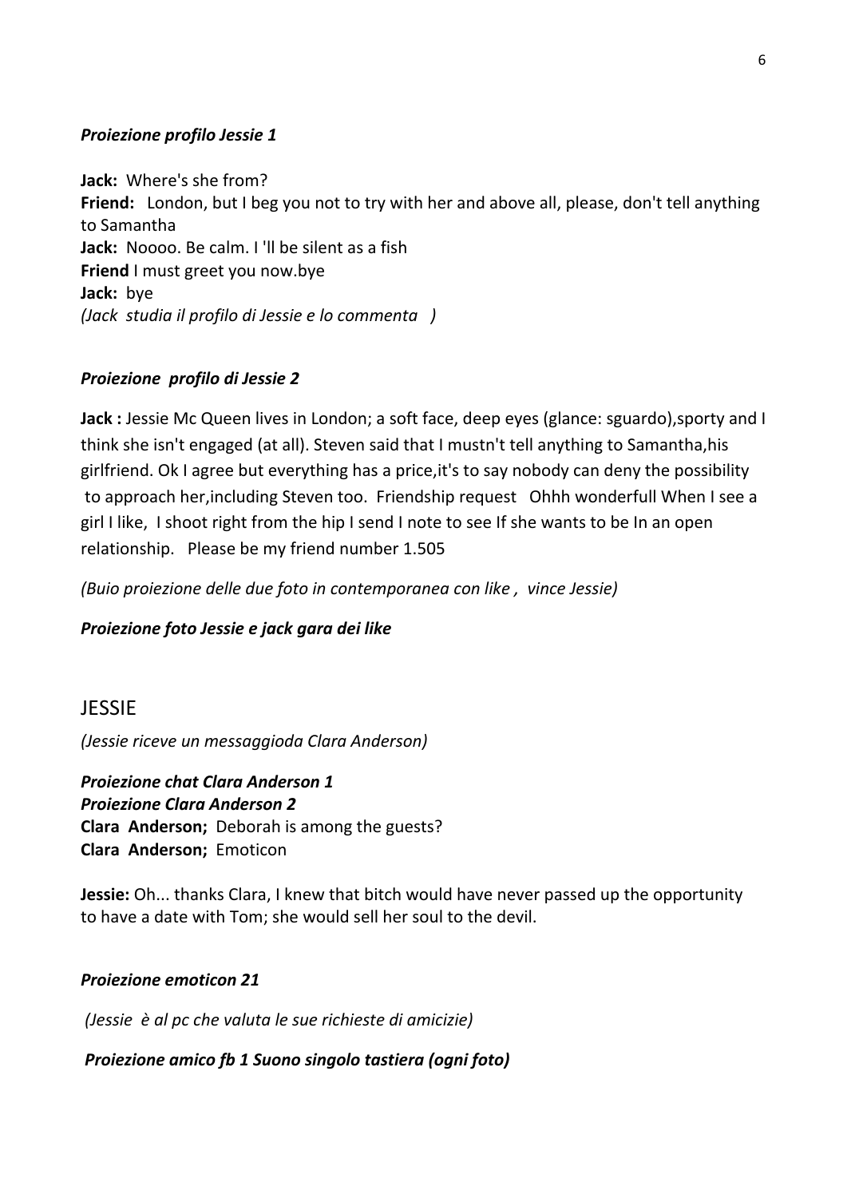***Proiezione profilo Jessie 1***

**Jack:** Where's she from?
**Friend:** London, but I beg you not to try with her and above all, please, don't tell anything to Samantha
**Jack:** Noooo. Be calm. I 'll be silent as a fish
**Friend** I must greet you now.bye
**Jack:** bye
*(Jack studia il profilo di Jessie e lo commenta )*

***Proiezione profilo di Jessie 2***

**Jack :** Jessie Mc Queen lives in London; a soft face, deep eyes (glance: sguardo),sporty and I think she isn't engaged (at all). Steven said that I mustn't tell anything to Samantha,his girlfriend. Ok I agree but everything has a price,it's to say nobody can deny the possibility to approach her,including Steven too. Friendship request Ohhh wonderfull When I see a girl I like, I shoot right from the hip I send I note to see If she wants to be In an open relationship. Please be my friend number 1.505

*(Buio proiezione delle due foto in contemporanea con like , vince Jessie)*

***Proiezione foto Jessie e jack gara dei like***

## JESSIE

*(Jessie riceve un messaggioda Clara Anderson)*

***Proiezione chat Clara Anderson 1***
***Proiezione Clara Anderson 2***
**Clara Anderson;** Deborah is among the guests?
**Clara Anderson;** Emoticon

**Jessie:** Oh... thanks Clara, I knew that bitch would have never passed up the opportunity to have a date with Tom; she would sell her soul to the devil.

***Proiezione emoticon 21***

*(Jessie è al pc che valuta le sue richieste di amicizie)*

***Proiezione amico fb 1 Suono singolo tastiera (ogni foto)***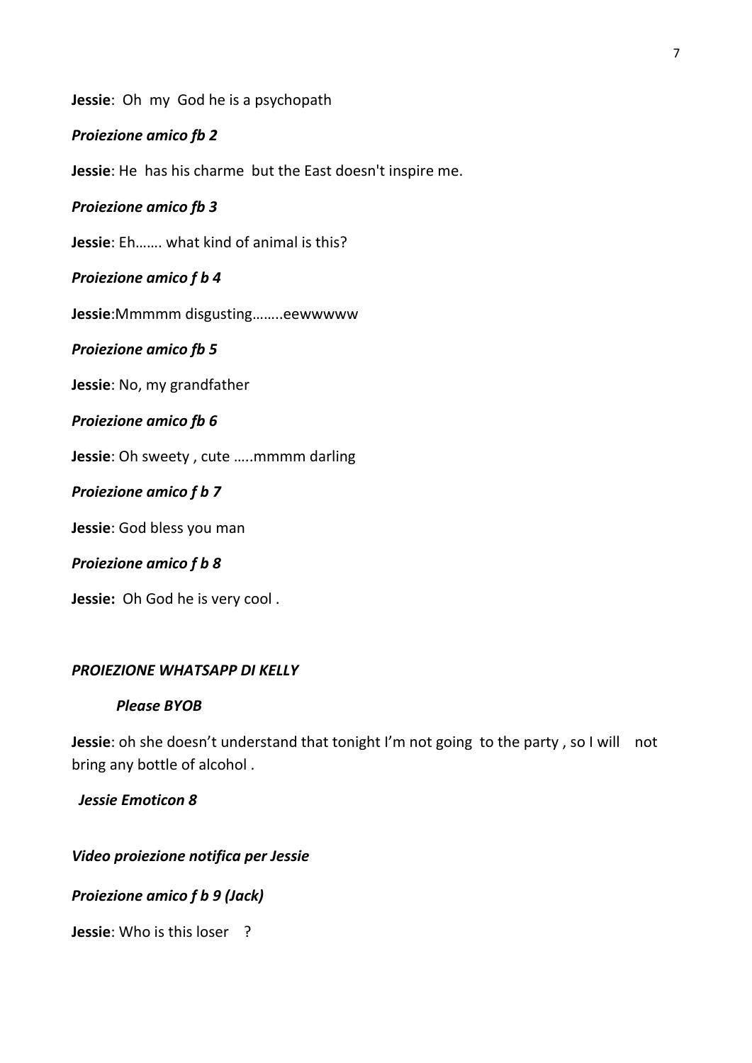**Jessie**: Oh my God he is a psychopath

***Proiezione amico fb 2***

**Jessie**: He has his charme but the East doesn't inspire me.

***Proiezione amico fb 3***

**Jessie**: Eh……. what kind of animal is this?

***Proiezione amico f b 4***

**Jessie**:Mmmmm disgusting……..eewwwww

***Proiezione amico fb 5***

**Jessie**: No, my grandfather

***Proiezione amico fb 6***

**Jessie**: Oh sweety , cute …..mmmm darling

***Proiezione amico f b 7***

**Jessie**: God bless you man

***Proiezione amico f b 8***

**Jessie:** Oh God he is very cool .

***PROIEZIONE WHATSAPP DI KELLY***

***Please BYOB***

**Jessie**: oh she doesn't understand that tonight I'm not going to the party , so I will not bring any bottle of alcohol .

***Jessie Emoticon 8***

***Video proiezione notifica per Jessie***

***Proiezione amico f b 9 (Jack)***

**Jessie**: Who is this loser ?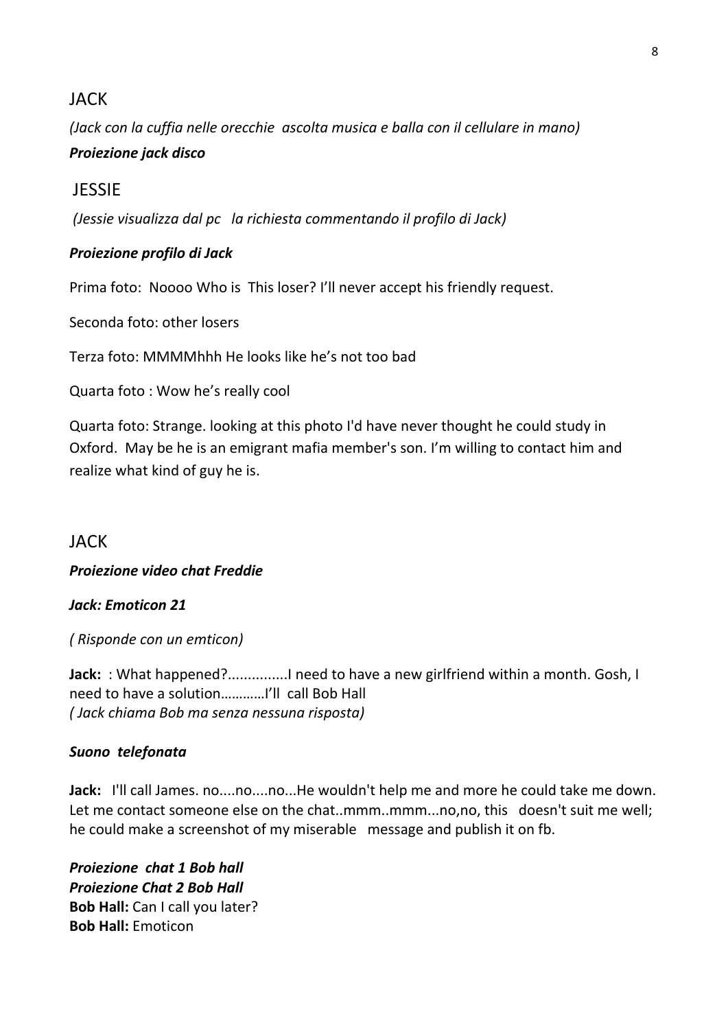JACK

*(Jack con la cuffia nelle orecchie ascolta musica e balla con il cellulare in mano)*

***Proiezione jack disco***

JESSIE

*(Jessie visualizza dal pc la richiesta commentando il profilo di Jack)*

***Proiezione profilo di Jack***

Prima foto: Noooo Who is This loser? I'll never accept his friendly request.

Seconda foto: other losers

Terza foto: MMMMhhh He looks like he's not too bad

Quarta foto : Wow he's really cool

Quarta foto: Strange. looking at this photo I'd have never thought he could study in Oxford. May be he is an emigrant mafia member's son. I'm willing to contact him and realize what kind of guy he is.

JACK

***Proiezione video chat Freddie***

***Jack: Emoticon 21***

*( Risponde con un emticon)*

**Jack:** : What happened?...............I need to have a new girlfriend within a month. Gosh, I need to have a solution…………I'll call Bob Hall
*( Jack chiama Bob ma senza nessuna risposta)*

***Suono telefonata***

**Jack:** I'll call James. no....no....no...He wouldn't help me and more he could take me down. Let me contact someone else on the chat..mmm..mmm...no,no, this doesn't suit me well; he could make a screenshot of my miserable message and publish it on fb.

***Proiezione chat 1 Bob hall***
***Proiezione Chat 2 Bob Hall***
**Bob Hall:** Can I call you later?
**Bob Hall:** Emoticon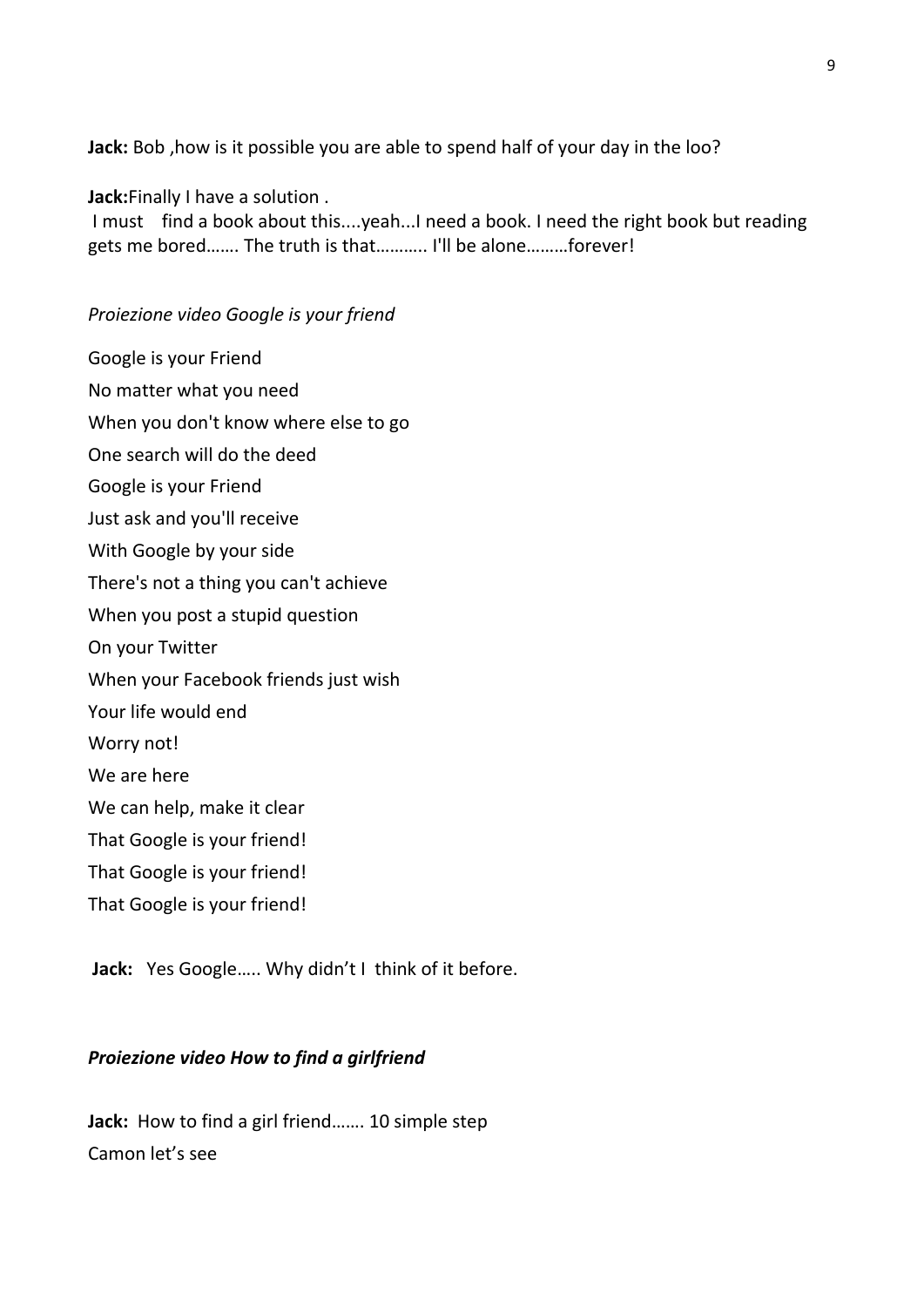**Jack:** Bob ,how is it possible you are able to spend half of your day in the loo?

**Jack:**Finally I have a solution .
 I must  find a book about this....yeah...I need a book. I need the right book but reading gets me bored……. The truth is that……….. I'll be alone………forever!

*Proiezione video Google is your friend*

Google is your Friend
No matter what you need
When you don't know where else to go
One search will do the deed
Google is your Friend
Just ask and you'll receive
With Google by your side
There's not a thing you can't achieve
When you post a stupid question
On your Twitter
When your Facebook friends just wish
Your life would end
Worry not!
We are here
We can help, make it clear
That Google is your friend!
That Google is your friend!
That Google is your friend!

**Jack:** Yes Google….. Why didn't I think of it before.

***Proiezione video How to find a girlfriend***

**Jack:** How to find a girl friend……. 10 simple step
Camon let's see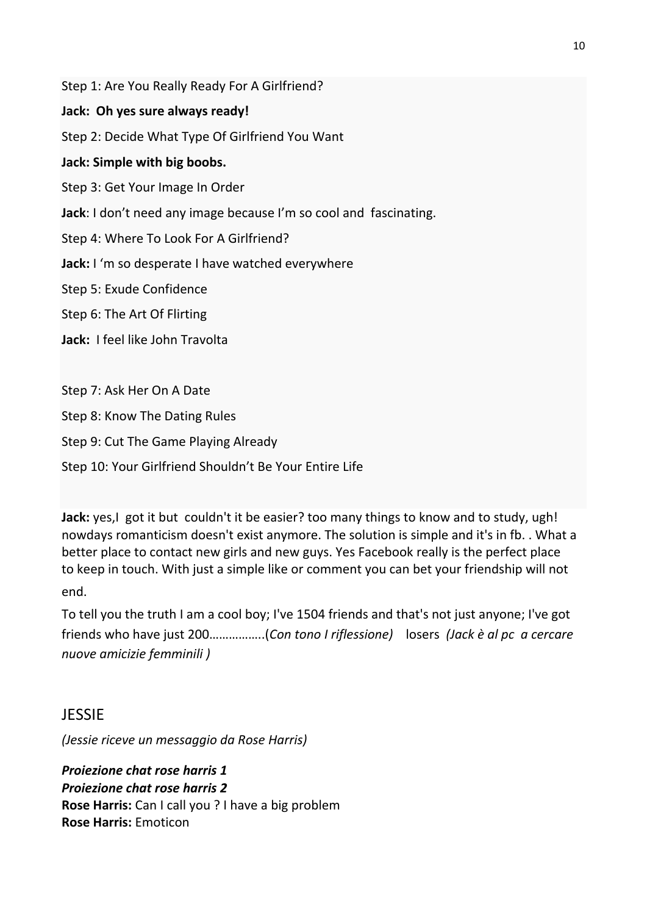Step 1: Are You Really Ready For A Girlfriend?

**Jack: Oh yes sure always ready!**

Step 2: Decide What Type Of Girlfriend You Want

**Jack: Simple with big boobs.**

Step 3: Get Your Image In Order

**Jack**: I don't need any image because I'm so cool and fascinating.

Step 4: Where To Look For A Girlfriend?

**Jack:** I 'm so desperate I have watched everywhere

Step 5: Exude Confidence

Step 6: The Art Of Flirting

**Jack:** I feel like John Travolta

Step 7: Ask Her On A Date

Step 8: Know The Dating Rules

Step 9: Cut The Game Playing Already

Step 10: Your Girlfriend Shouldn't Be Your Entire Life

**Jack:** yes,I got it but couldn't it be easier? too many things to know and to study, ugh! nowdays romanticism doesn't exist anymore. The solution is simple and it's in fb. . What a better place to contact new girls and new guys. Yes Facebook really is the perfect place to keep in touch. With just a simple like or comment you can bet your friendship will not end.

To tell you the truth I am a cool boy; I've 1504 friends and that's not just anyone; I've got friends who have just 200…………….(*Con tono I riflessione)* losers *(Jack è al pc a cercare nuove amicizie femminili )*

## JESSIE

*(Jessie riceve un messaggio da Rose Harris)*

***Proiezione chat rose harris 1***
***Proiezione chat rose harris 2***
**Rose Harris:** Can I call you ? I have a big problem
**Rose Harris:** Emoticon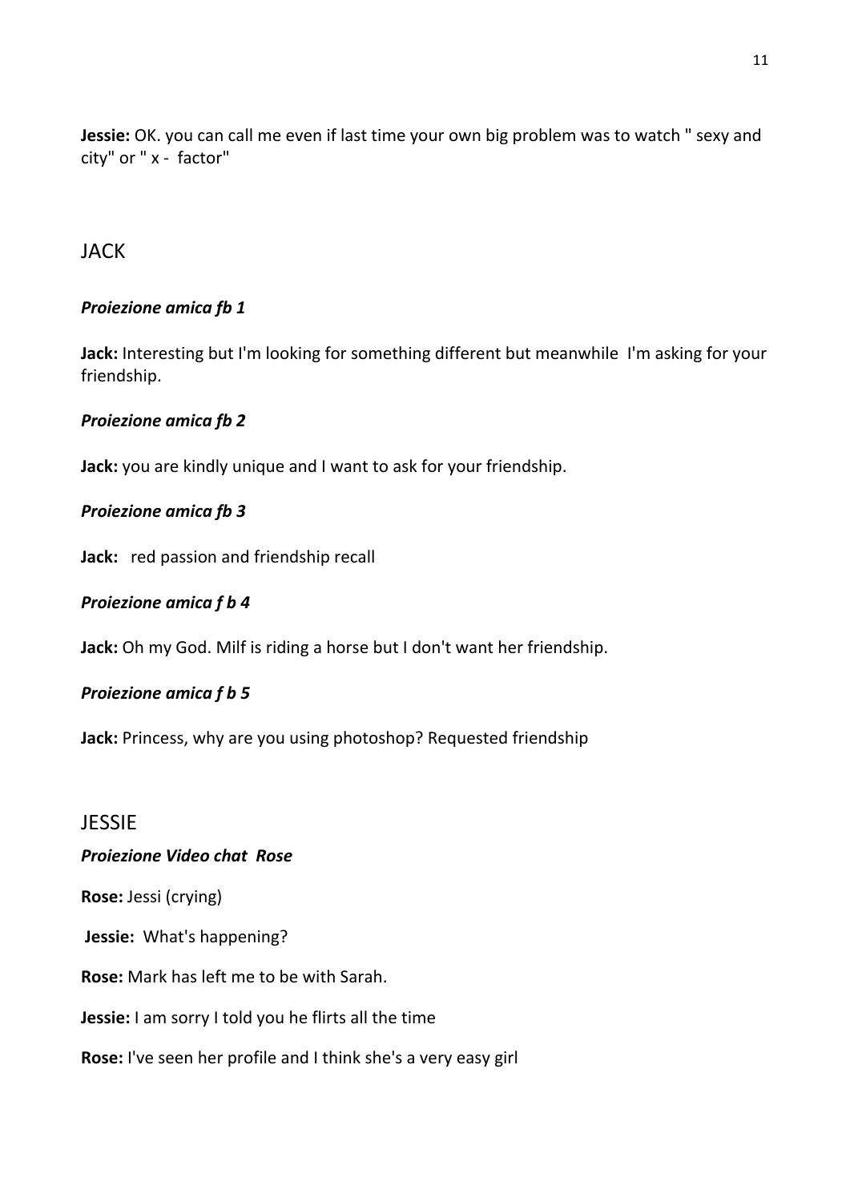**Jessie:** OK. you can call me even if last time your own big problem was to watch " sexy and city" or " x - factor"

## JACK

***Proiezione amica fb 1***

**Jack:** Interesting but I'm looking for something different but meanwhile I'm asking for your friendship.

***Proiezione amica fb 2***

**Jack:** you are kindly unique and I want to ask for your friendship.

***Proiezione amica fb 3***

**Jack:** red passion and friendship recall

***Proiezione amica f b 4***

**Jack:** Oh my God. Milf is riding a horse but I don't want her friendship.

***Proiezione amica f b 5***

**Jack:** Princess, why are you using photoshop? Requested friendship

## JESSIE

***Proiezione Video chat Rose***

**Rose:** Jessi (crying)

**Jessie:** What's happening?

**Rose:** Mark has left me to be with Sarah.

**Jessie:** I am sorry I told you he flirts all the time

**Rose:** I've seen her profile and I think she's a very easy girl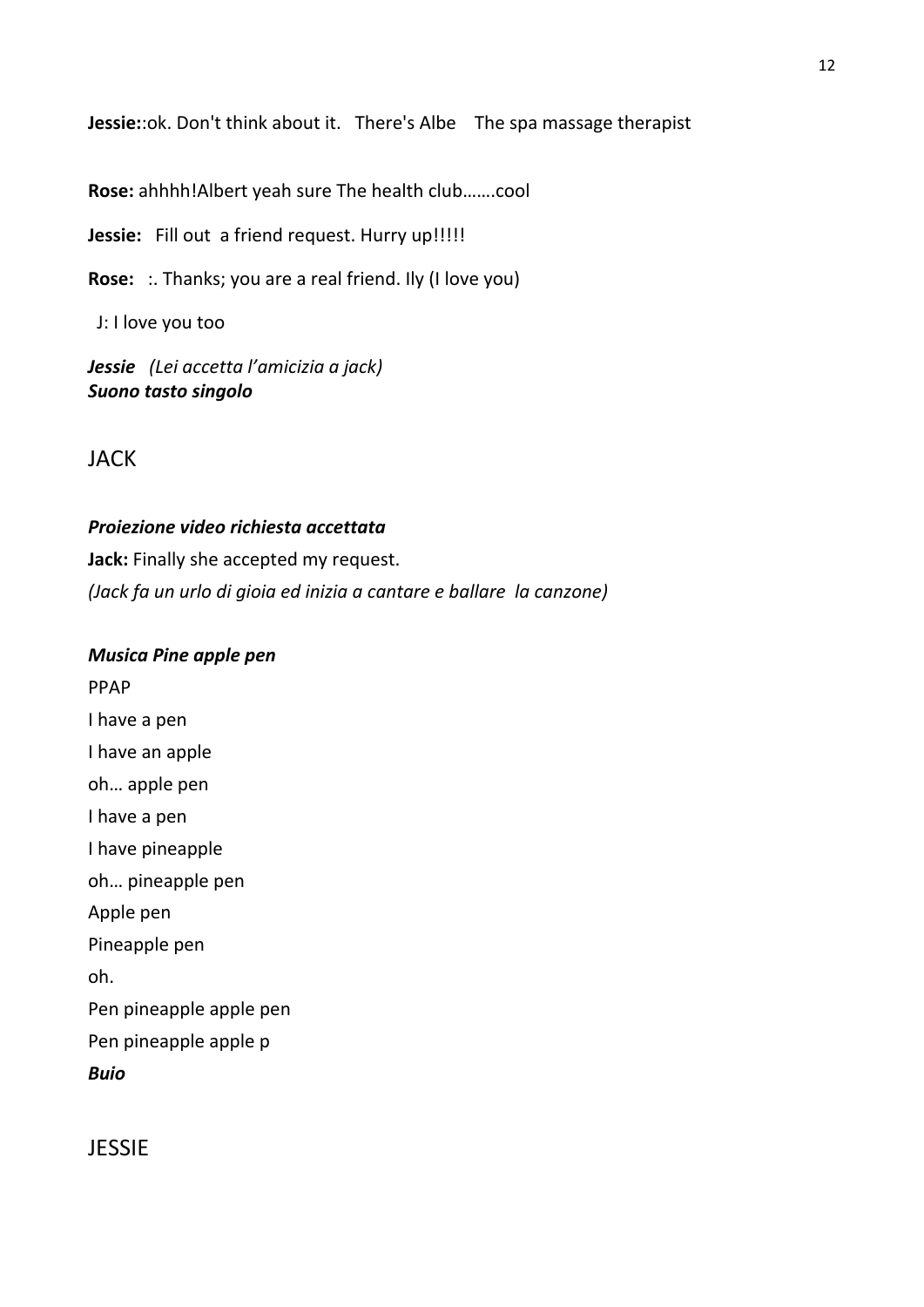**Jessie:**:ok. Don't think about it.   There's Albe    The spa massage therapist

**Rose:** ahhhh!Albert yeah sure The health club…….cool

**Jessie:**   Fill out  a friend request. Hurry up!!!!!

**Rose:**   :. Thanks; you are a real friend. Ily (I love you)

J: I love you too

***Jessie*** *(Lei accetta l'amicizia a jack)*
***Suono tasto singolo***

## JACK

***Proiezione video richiesta accettata***

**Jack:** Finally she accepted my request.

*(Jack fa un urlo di gioia ed inizia a cantare e ballare  la canzone)*

***Musica Pine apple pen***

PPAP
I have a pen
I have an apple
oh… apple pen
I have a pen
I have pineapple
oh… pineapple pen
Apple pen
Pineapple pen
oh.
Pen pineapple apple pen
Pen pineapple apple p

***Buio***

## JESSIE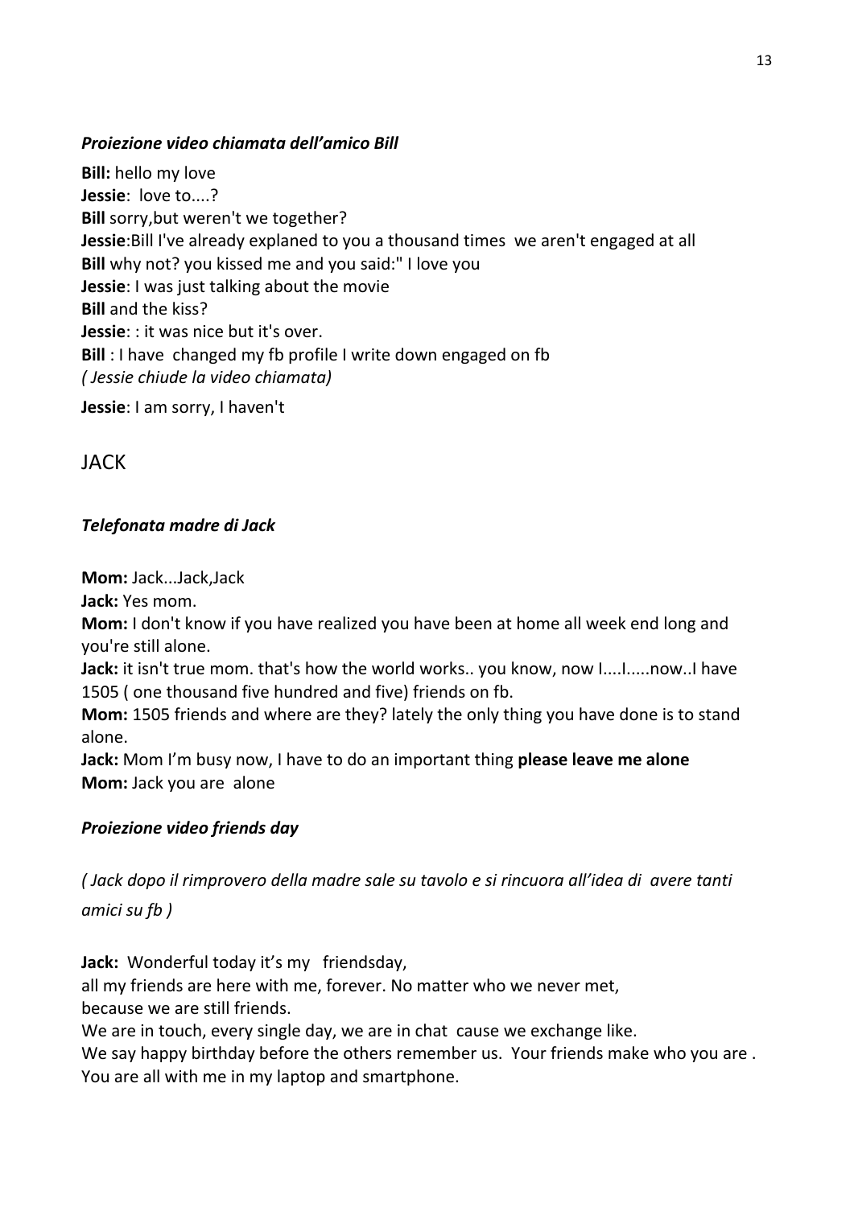***Proiezione video chiamata dell'amico Bill***

**Bill:** hello my love
**Jessie**: love to....?
**Bill** sorry,but weren't we together?
**Jessie**:Bill I've already explaned to you a thousand times we aren't engaged at all
**Bill** why not? you kissed me and you said:" I love you
**Jessie**: I was just talking about the movie
**Bill** and the kiss?
**Jessie**: : it was nice but it's over.
**Bill** : I have changed my fb profile I write down engaged on fb
*( Jessie chiude la video chiamata)*

**Jessie**: I am sorry, I haven't

## JACK

***Telefonata madre di Jack***

**Mom:** Jack...Jack,Jack
**Jack:** Yes mom.
**Mom:** I don't know if you have realized you have been at home all week end long and you're still alone.
**Jack:** it isn't true mom. that's how the world works.. you know, now I....I.....now..I have 1505 ( one thousand five hundred and five) friends on fb.
**Mom:** 1505 friends and where are they? lately the only thing you have done is to stand alone.
**Jack:** Mom I'm busy now, I have to do an important thing **please leave me alone**
**Mom:** Jack you are alone

***Proiezione video friends day***

*( Jack dopo il rimprovero della madre sale su tavolo e si rincuora all'idea di avere tanti amici su fb )*

**Jack:** Wonderful today it's my friendsday,
all my friends are here with me, forever. No matter who we never met,
because we are still friends.
We are in touch, every single day, we are in chat cause we exchange like.
We say happy birthday before the others remember us. Your friends make who you are .
You are all with me in my laptop and smartphone.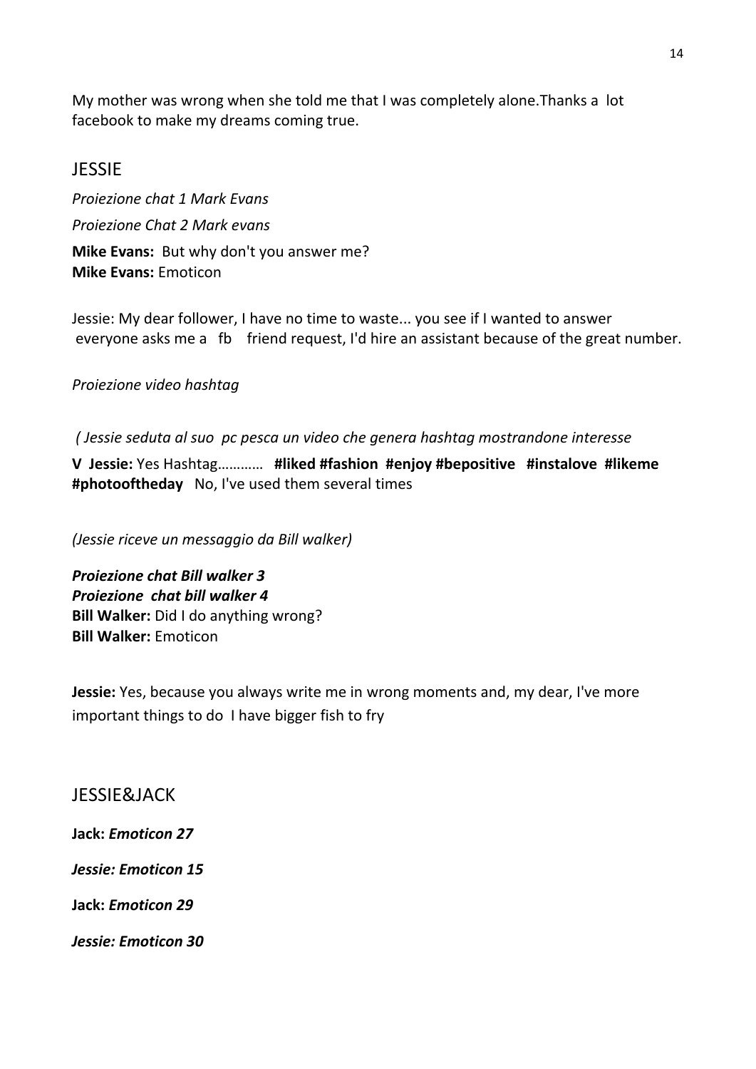My mother was wrong when she told me that I was completely alone.Thanks a lot facebook to make my dreams coming true.

## JESSIE

*Proiezione chat 1 Mark Evans*

*Proiezione Chat 2 Mark evans*

**Mike Evans:** But why don't you answer me?
**Mike Evans:** Emoticon

Jessie: My dear follower, I have no time to waste... you see if I wanted to answer everyone asks me a fb friend request, I'd hire an assistant because of the great number.

*Proiezione video hashtag*

*( Jessie seduta al suo pc pesca un video che genera hashtag mostrandone interesse*

**V Jessie:** Yes Hashtag………… **#liked #fashion #enjoy #bepositive #instalove #likeme #photooftheday** No, I've used them several times

*(Jessie riceve un messaggio da Bill walker)*

***Proiezione chat Bill walker 3***
***Proiezione chat bill walker 4***
**Bill Walker:** Did I do anything wrong?
**Bill Walker:** Emoticon

**Jessie:** Yes, because you always write me in wrong moments and, my dear, I've more important things to do I have bigger fish to fry

## JESSIE&JACK

**Jack:** ***Emoticon 27***

***Jessie: Emoticon 15***

**Jack:** ***Emoticon 29***

***Jessie: Emoticon 30***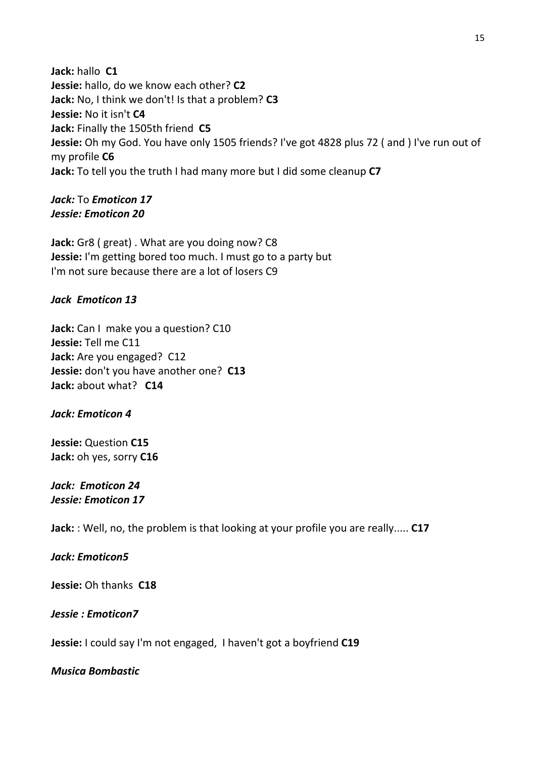**Jack:** hallo **C1**  
**Jessie:** hallo, do we know each other? **C2**  
**Jack:** No, I think we don't! Is that a problem? **C3**  
**Jessie:** No it isn't **C4**  
**Jack:** Finally the 1505th friend **C5**  
**Jessie:** Oh my God. You have only 1505 friends? I've got 4828 plus 72 ( and ) I've run out of my profile **C6**  
**Jack:** To tell you the truth I had many more but I did some cleanup **C7**

***Jack:*** *To* ***Emoticon 17***  
***Jessie: Emoticon 20***

**Jack:** Gr8 ( great) . What are you doing now? C8  
**Jessie:** I'm getting bored too much. I must go to a party but I'm not sure because there are a lot of losers C9

***Jack Emoticon 13***

**Jack:** Can I make you a question? C10  
**Jessie:** Tell me C11  
**Jack:** Are you engaged? C12  
**Jessie:** don't you have another one? **C13**  
**Jack:** about what? **C14**

***Jack: Emoticon 4***

**Jessie:** Question **C15**  
**Jack:** oh yes, sorry **C16**

***Jack: Emoticon 24***  
***Jessie: Emoticon 17***

**Jack:** : Well, no, the problem is that looking at your profile you are really..... **C17**

***Jack: Emoticon5***

**Jessie:** Oh thanks **C18**

***Jessie : Emoticon7***

**Jessie:** I could say I'm not engaged, I haven't got a boyfriend **C19**

***Musica Bombastic***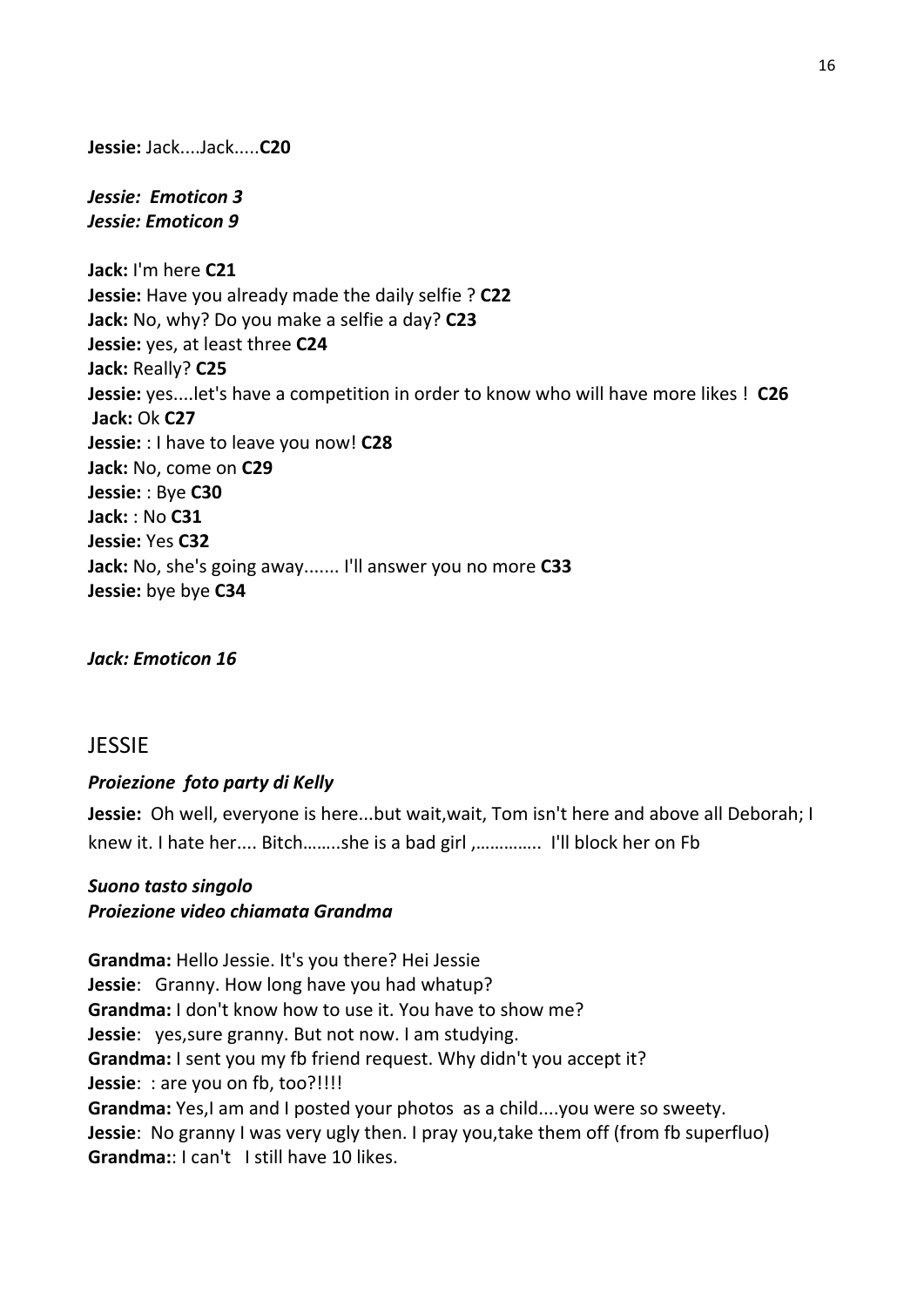**Jessie:** Jack....Jack.....**C20**

***Jessie: Emoticon 3***
***Jessie: Emoticon 9***

**Jack:** I'm here **C21**
**Jessie:** Have you already made the daily selfie ? **C22**
**Jack:** No, why? Do you make a selfie a day? **C23**
**Jessie:** yes, at least three **C24**
**Jack:** Really? **C25**
**Jessie:** yes....let's have a competition in order to know who will have more likes ! **C26**
**Jack:** Ok **C27**
**Jessie:** : I have to leave you now! **C28**
**Jack:** No, come on **C29**
**Jessie:** : Bye **C30**
**Jack:** : No **C31**
**Jessie:** Yes **C32**
**Jack:** No, she's going away....... I'll answer you no more **C33**
**Jessie:** bye bye **C34**

***Jack: Emoticon 16***

## JESSIE

***Proiezione foto party di Kelly***

**Jessie:** Oh well, everyone is here...but wait,wait, Tom isn't here and above all Deborah; I knew it. I hate her.... Bitch……..she is a bad girl ,………….. I'll block her on Fb

***Suono tasto singolo***
***Proiezione video chiamata Grandma***

**Grandma:** Hello Jessie. It's you there? Hei Jessie
**Jessie**: Granny. How long have you had whatup?
**Grandma:** I don't know how to use it. You have to show me?
**Jessie**: yes,sure granny. But not now. I am studying.
**Grandma:** I sent you my fb friend request. Why didn't you accept it?
**Jessie**: : are you on fb, too?!!!!
**Grandma:** Yes,I am and I posted your photos as a child....you were so sweety.
**Jessie**: No granny I was very ugly then. I pray you,take them off (from fb superfluo)
**Grandma:**: I can't I still have 10 likes.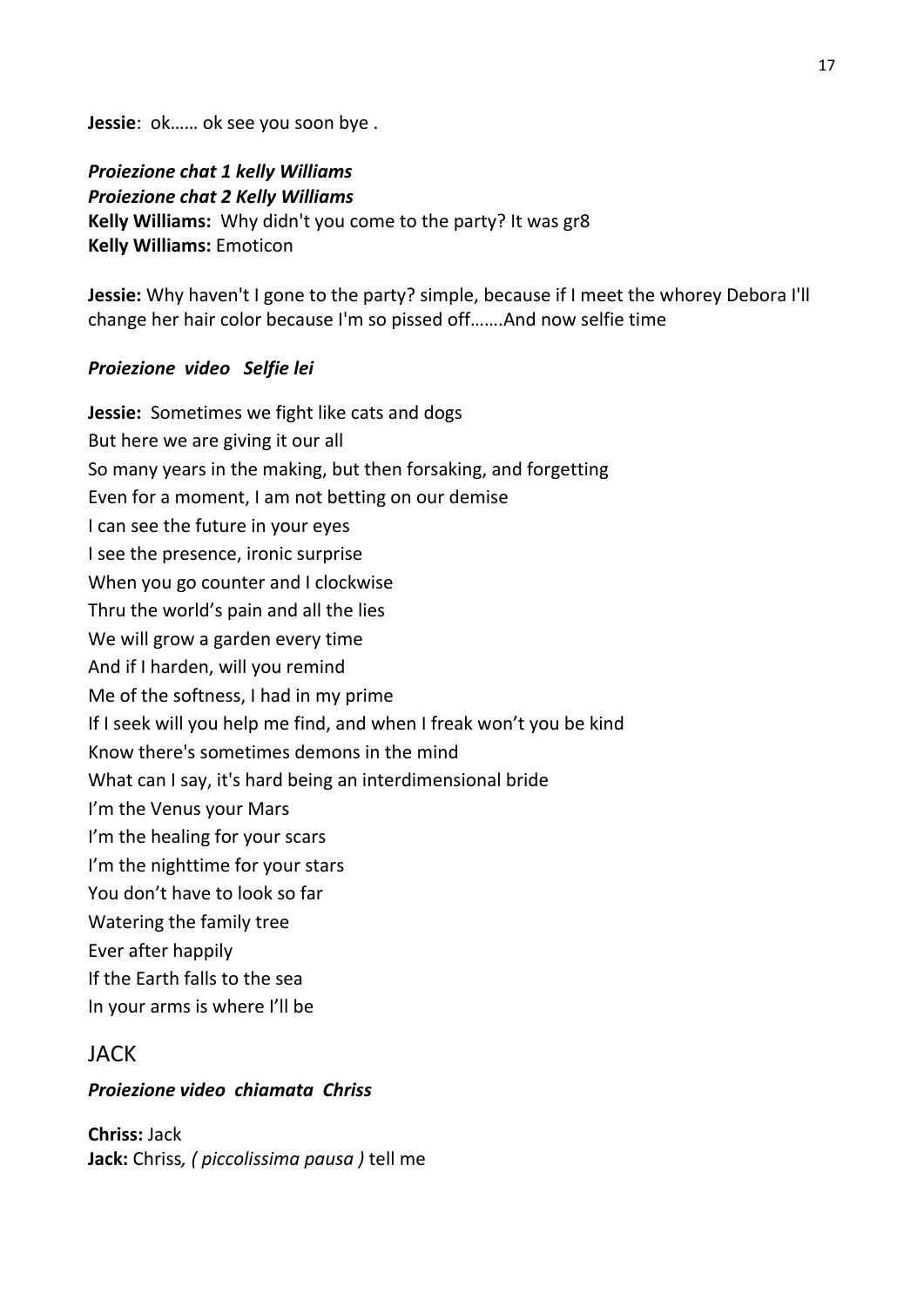**Jessie**: ok…… ok see you soon bye .

***Proiezione chat 1 kelly Williams***
***Proiezione chat 2 Kelly Williams***
**Kelly Williams:** Why didn't you come to the party? It was gr8
**Kelly Williams:** Emoticon

**Jessie:** Why haven't I gone to the party? simple, because if I meet the whorey Debora I'll change her hair color because I'm so pissed off…….And now selfie time

***Proiezione video Selfie lei***

**Jessie:** Sometimes we fight like cats and dogs
But here we are giving it our all
So many years in the making, but then forsaking, and forgetting
Even for a moment, I am not betting on our demise
I can see the future in your eyes
I see the presence, ironic surprise
When you go counter and I clockwise
Thru the world's pain and all the lies
We will grow a garden every time
And if I harden, will you remind
Me of the softness, I had in my prime
If I seek will you help me find, and when I freak won't you be kind
Know there's sometimes demons in the mind
What can I say, it's hard being an interdimensional bride
I'm the Venus your Mars
I'm the healing for your scars
I'm the nighttime for your stars
You don't have to look so far
Watering the family tree
Ever after happily
If the Earth falls to the sea
In your arms is where I'll be

## JACK

***Proiezione video chiamata Chriss***

**Chriss:** Jack
**Jack:** Chriss*, ( piccolissima pausa )* tell me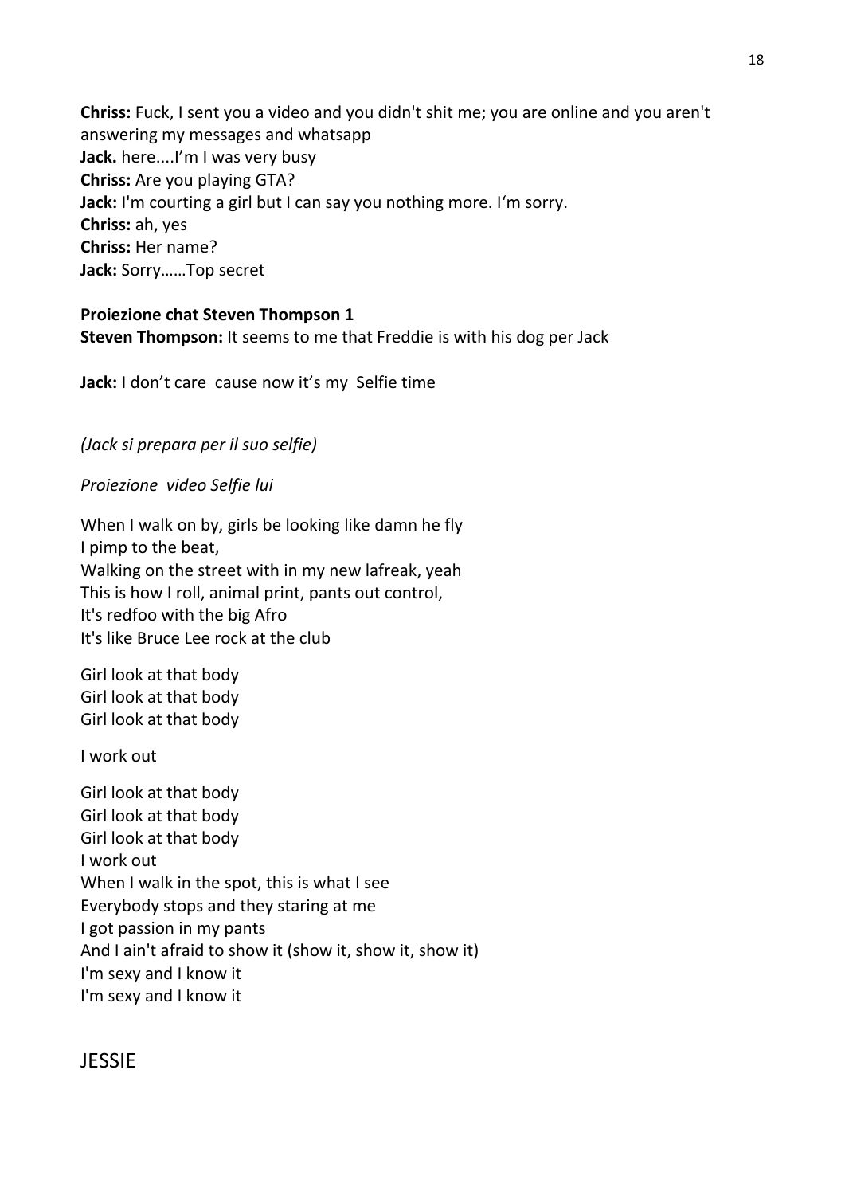**Chriss:** Fuck, I sent you a video and you didn't shit me; you are online and you aren't answering my messages and whatsapp
**Jack.** here....I'm I was very busy
**Chriss:** Are you playing GTA?
**Jack:** I'm courting a girl but I can say you nothing more. I'm sorry.
**Chriss:** ah, yes
**Chriss:** Her name?
**Jack:** Sorry……Top secret

**Proiezione chat Steven Thompson 1**
**Steven Thompson:** It seems to me that Freddie is with his dog per Jack

**Jack:** I don't care  cause now it's my  Selfie time

*(Jack si prepara per il suo selfie)*

*Proiezione  video Selfie lui*

When I walk on by, girls be looking like damn he fly
I pimp to the beat,
Walking on the street with in my new lafreak, yeah
This is how I roll, animal print, pants out control,
It's redfoo with the big Afro
It's like Bruce Lee rock at the club

Girl look at that body
Girl look at that body
Girl look at that body

I work out

Girl look at that body
Girl look at that body
Girl look at that body
I work out
When I walk in the spot, this is what I see
Everybody stops and they staring at me
I got passion in my pants
And I ain't afraid to show it (show it, show it, show it)
I'm sexy and I know it
I'm sexy and I know it

# JESSIE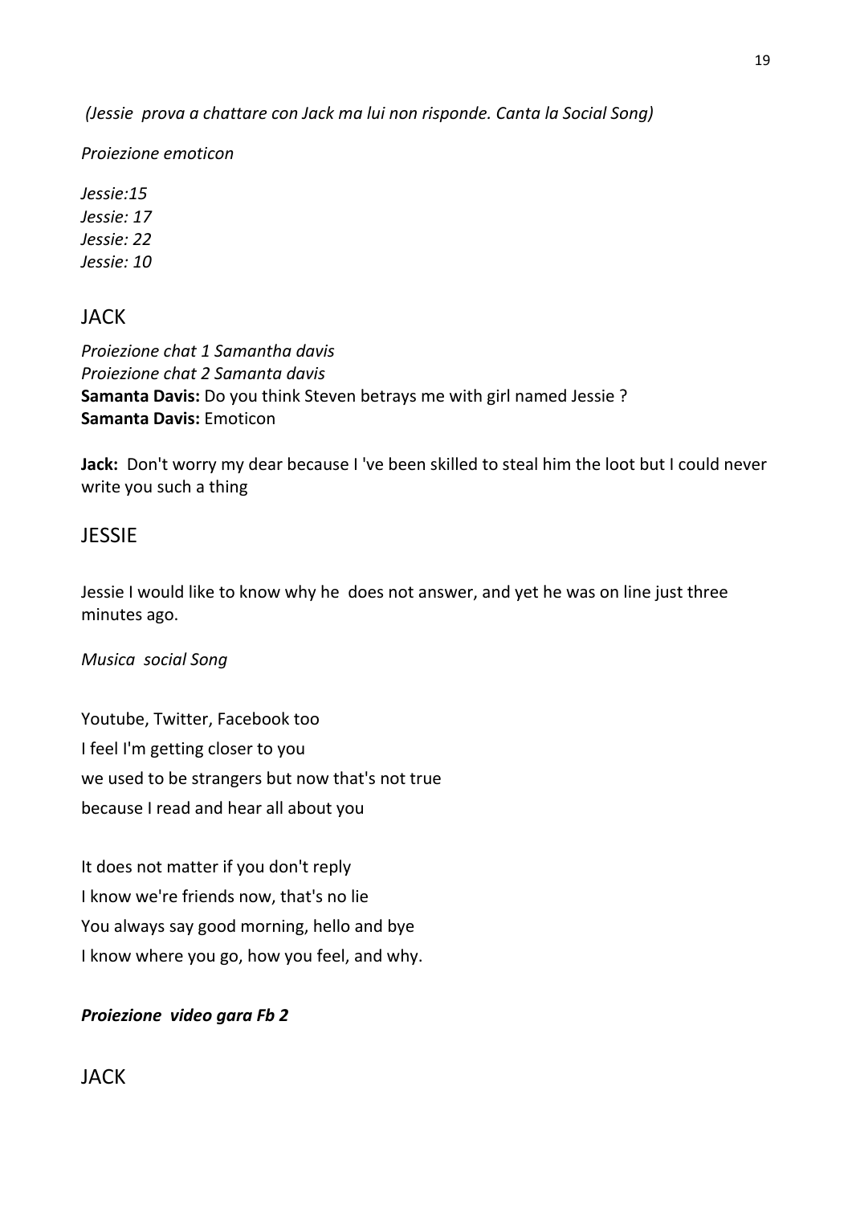*(Jessie prova a chattare con Jack ma lui non risponde. Canta la Social Song)*

*Proiezione emoticon*

*Jessie:15*
*Jessie: 17*
*Jessie: 22*
*Jessie: 10*

## JACK

*Proiezione chat 1 Samantha davis*
*Proiezione chat 2 Samanta davis*
**Samanta Davis:** Do you think Steven betrays me with girl named Jessie ?
**Samanta Davis:** Emoticon

**Jack:** Don't worry my dear because I 've been skilled to steal him the loot but I could never write you such a thing

## JESSIE

Jessie I would like to know why he does not answer, and yet he was on line just three minutes ago.

*Musica social Song*

Youtube, Twitter, Facebook too
I feel I'm getting closer to you
we used to be strangers but now that's not true
because I read and hear all about you

It does not matter if you don't reply
I know we're friends now, that's no lie
You always say good morning, hello and bye
I know where you go, how you feel, and why.

***Proiezione video gara Fb 2***

## JACK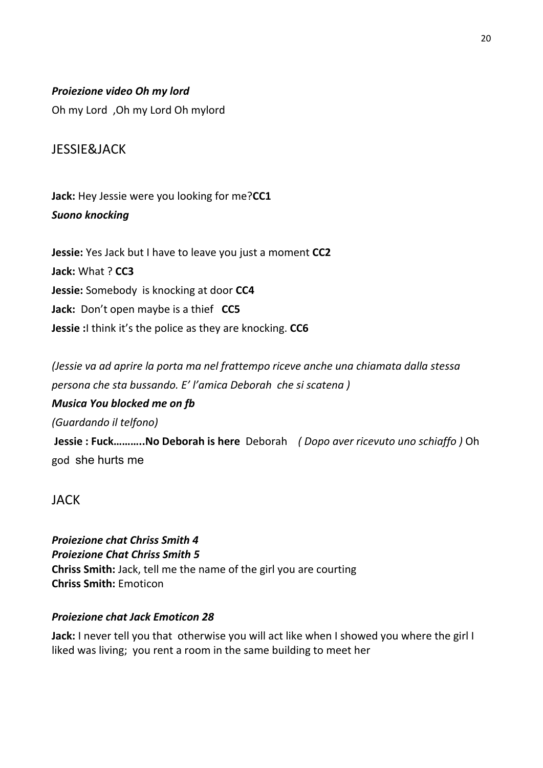***Proiezione video Oh my lord***

Oh my Lord ,Oh my Lord Oh mylord

## JESSIE&JACK

**Jack:** Hey Jessie were you looking for me?**CC1**

***Suono knocking***

**Jessie:** Yes Jack but I have to leave you just a moment **CC2**

**Jack:** What ? **CC3**

**Jessie:** Somebody is knocking at door **CC4**

**Jack:** Don't open maybe is a thief **CC5**

**Jessie :**I think it's the police as they are knocking. **CC6**

*(Jessie va ad aprire la porta ma nel frattempo riceve anche una chiamata dalla stessa persona che sta bussando. E' l'amica Deborah che si scatena )*

***Musica You blocked me on fb***

*(Guardando il telfono)*

**Jessie : Fuck………..No Deborah is here** Deborah *( Dopo aver ricevuto uno schiaffo )* Oh god she hurts me

## JACK

***Proiezione chat Chriss Smith 4***

***Proiezione Chat Chriss Smith 5***

**Chriss Smith:** Jack, tell me the name of the girl you are courting

**Chriss Smith:** Emoticon

***Proiezione chat Jack Emoticon 28***

**Jack:** I never tell you that otherwise you will act like when I showed you where the girl I liked was living; you rent a room in the same building to meet her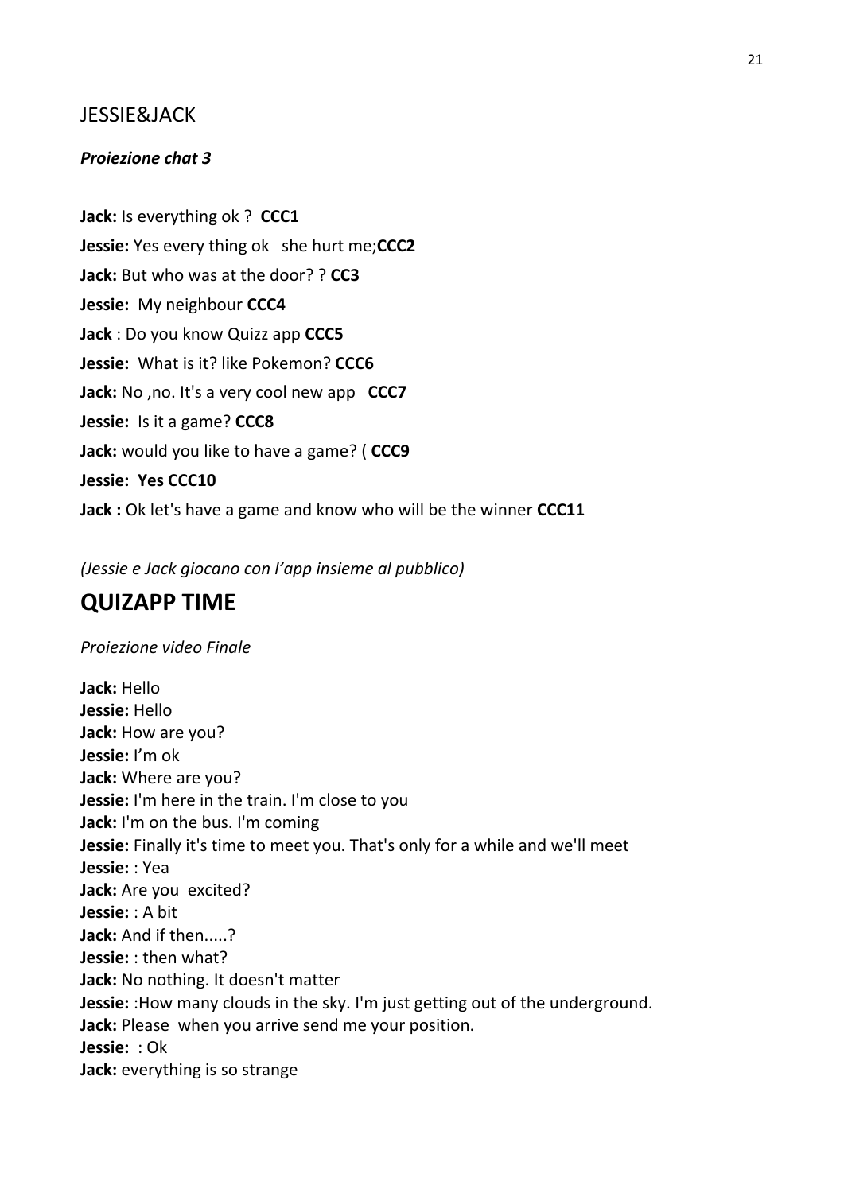JESSIE&JACK

***Proiezione chat 3***

**Jack:** Is everything ok ? **CCC1**

**Jessie:** Yes every thing ok she hurt me;**CCC2**

**Jack:** But who was at the door? ? **CC3**

**Jessie:** My neighbour **CCC4**

**Jack** : Do you know Quizz app **CCC5**

**Jessie:** What is it? like Pokemon? **CCC6**

**Jack:** No ,no. It's a very cool new app **CCC7**

**Jessie:** Is it a game? **CCC8**

**Jack:** would you like to have a game? ( **CCC9**

**Jessie: Yes CCC10**

**Jack :** Ok let's have a game and know who will be the winner **CCC11**

*(Jessie e Jack giocano con l'app insieme al pubblico)*

# QUIZAPP TIME

*Proiezione video Finale*

**Jack:** Hello
**Jessie:** Hello
**Jack:** How are you?
**Jessie:** I'm ok
**Jack:** Where are you?
**Jessie:** I'm here in the train. I'm close to you
**Jack:** I'm on the bus. I'm coming
**Jessie:** Finally it's time to meet you. That's only for a while and we'll meet
**Jessie:** : Yea
**Jack:** Are you excited?
**Jessie:** : A bit
**Jack:** And if then.....?
**Jessie:** : then what?
**Jack:** No nothing. It doesn't matter
**Jessie:** :How many clouds in the sky. I'm just getting out of the underground.
**Jack:** Please when you arrive send me your position.
**Jessie:** : Ok
**Jack:** everything is so strange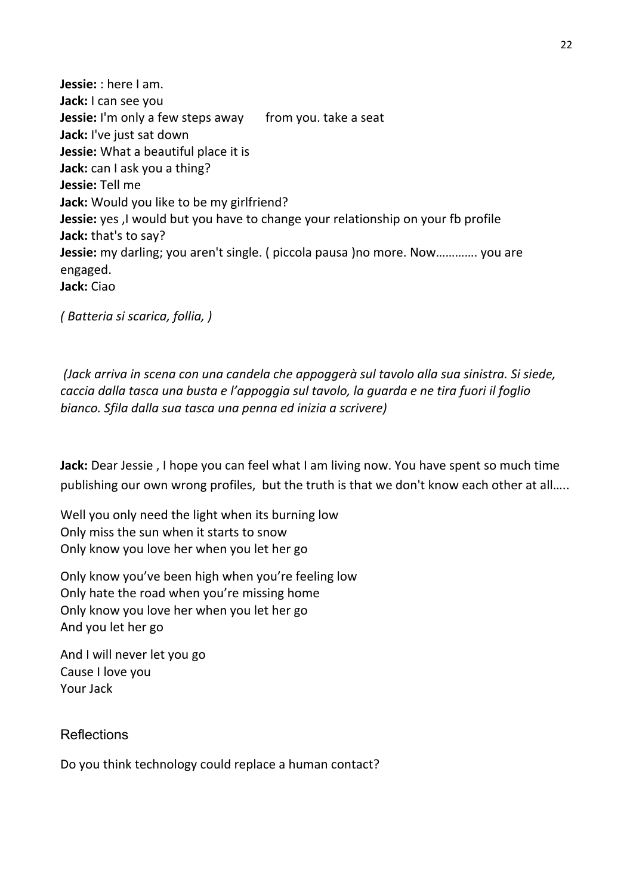**Jessie:** : here I am.
**Jack:** I can see you
**Jessie:** I'm only a few steps away      from you. take a seat
**Jack:** I've just sat down
**Jessie:** What a beautiful place it is
**Jack:** can I ask you a thing?
**Jessie:** Tell me
**Jack:** Would you like to be my girlfriend?
**Jessie:** yes ,I would but you have to change your relationship on your fb profile
**Jack:** that's to say?
**Jessie:** my darling; you aren't single. ( piccola pausa )no more. Now…………. you are engaged.
**Jack:** Ciao

*( Batteria si scarica, follia, )*

*(Jack arriva in scena con una candela che appoggerà sul tavolo alla sua sinistra. Si siede, caccia dalla tasca una busta e l'appoggia sul tavolo, la guarda e ne tira fuori il foglio bianco. Sfila dalla sua tasca una penna ed inizia a scrivere)*

**Jack:** Dear Jessie , I hope you can feel what I am living now. You have spent so much time publishing our own wrong profiles,  but the truth is that we don't know each other at all…..

Well you only need the light when its burning low
Only miss the sun when it starts to snow
Only know you love her when you let her go

Only know you've been high when you're feeling low
Only hate the road when you're missing home
Only know you love her when you let her go
And you let her go

And I will never let you go
Cause I love you
Your Jack

## Reflections

Do you think technology could replace a human contact?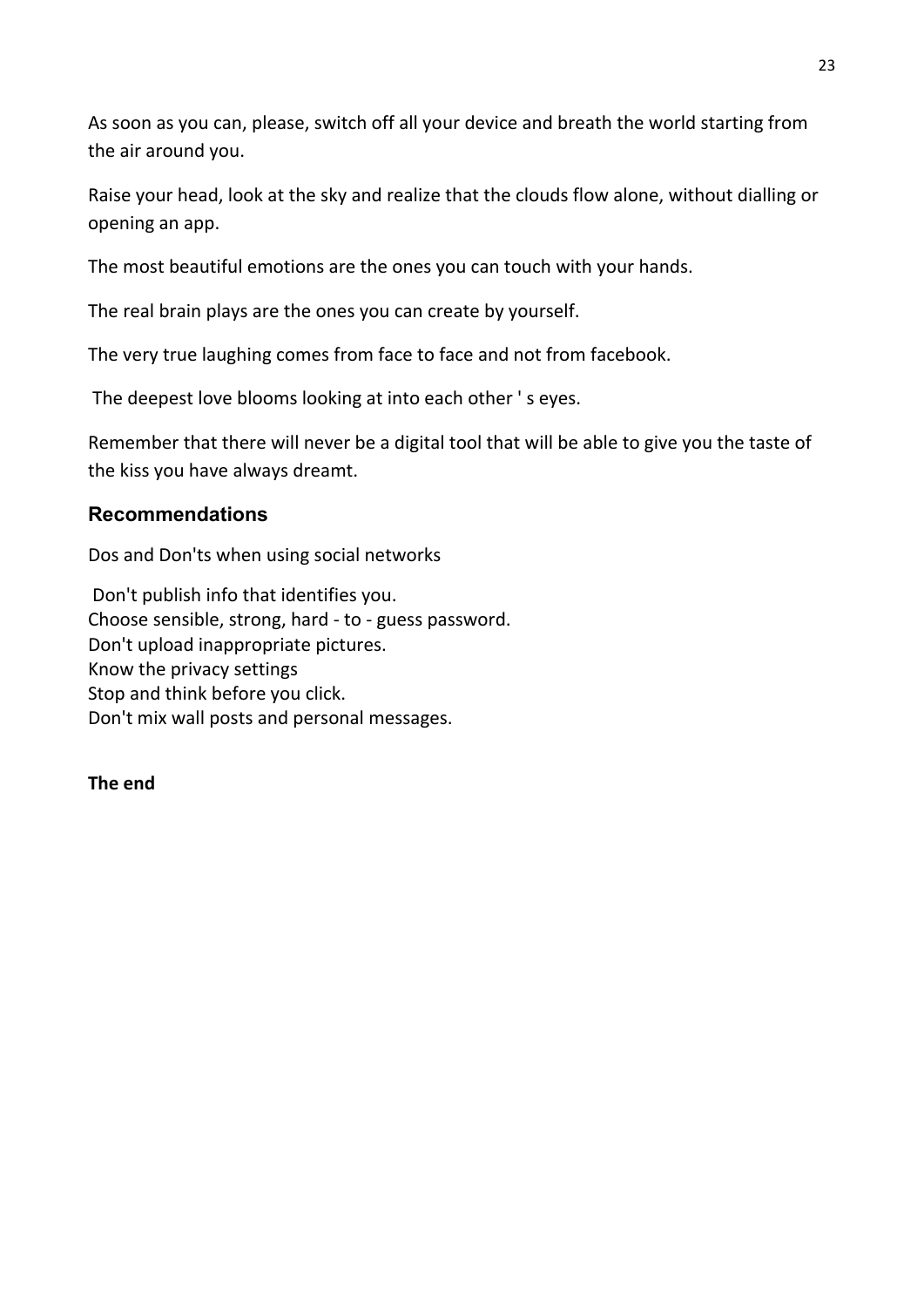As soon as you can, please, switch off all your device and breath the world starting from the air around you.

Raise your head, look at the sky and realize that the clouds flow alone, without dialling or opening an app.

The most beautiful emotions are the ones you can touch with your hands.

The real brain plays are the ones you can create by yourself.

The very true laughing comes from face to face and not from facebook.

The deepest love blooms looking at into each other ' s eyes.

Remember that there will never be a digital tool that will be able to give you the taste of the kiss you have always dreamt.

## Recommendations

Dos and Don'ts when using social networks

Don't publish info that identifies you.
Choose sensible, strong, hard - to - guess password.
Don't upload inappropriate pictures.
Know the privacy settings
Stop and think before you click.
Don't mix wall posts and personal messages.

**The end**